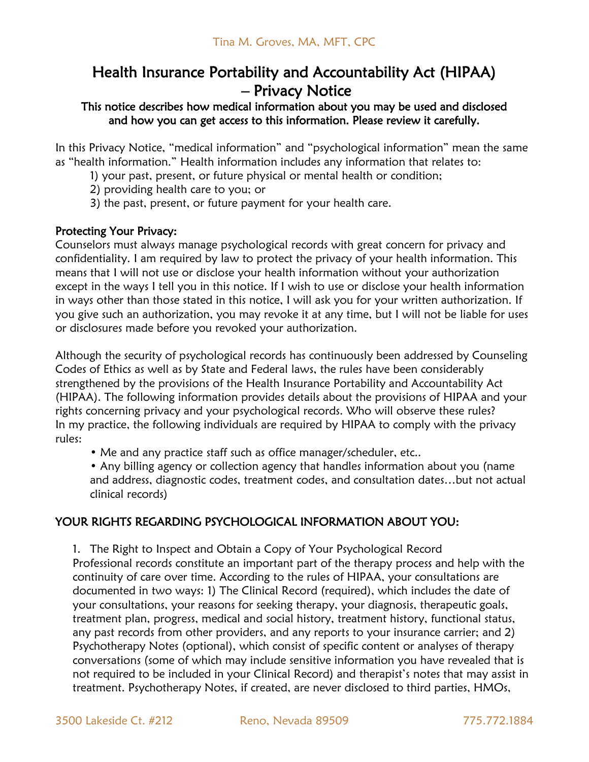Tina M. Groves, MA, MFT, CPC

# Health Insurance Portability and Accountability Act (HIPAA) – Privacy Notice

**This notice describes how medical information about you may be used and disclosed and how you can get access to this information. Please review it carefully.**

In this Privacy Notice, "medical information" and "psychological information" mean the same as "health information." Health information includes any information that relates to:

1) your past, present, or future physical or mental health or condition;
2) providing health care to you; or
3) the past, present, or future payment for your health care.

## Protecting Your Privacy:

Counselors must always manage psychological records with great concern for privacy and confidentiality. I am required by law to protect the privacy of your health information. This means that I will not use or disclose your health information without your authorization except in the ways I tell you in this notice. If I wish to use or disclose your health information in ways other than those stated in this notice, I will ask you for your written authorization. If you give such an authorization, you may revoke it at any time, but I will not be liable for uses or disclosures made before you revoked your authorization.

Although the security of psychological records has continuously been addressed by Counseling Codes of Ethics as well as by State and Federal laws, the rules have been considerably strengthened by the provisions of the Health Insurance Portability and Accountability Act (HIPAA). The following information provides details about the provisions of HIPAA and your rights concerning privacy and your psychological records. Who will observe these rules? In my practice, the following individuals are required by HIPAA to comply with the privacy rules:

- Me and any practice staff such as office manager/scheduler, etc..
- Any billing agency or collection agency that handles information about you (name and address, diagnostic codes, treatment codes, and consultation dates…but not actual clinical records)

## YOUR RIGHTS REGARDING PSYCHOLOGICAL INFORMATION ABOUT YOU:

1. The Right to Inspect and Obtain a Copy of Your Psychological Record

Professional records constitute an important part of the therapy process and help with the continuity of care over time. According to the rules of HIPAA, your consultations are documented in two ways: 1) The Clinical Record (required), which includes the date of your consultations, your reasons for seeking therapy, your diagnosis, therapeutic goals, treatment plan, progress, medical and social history, treatment history, functional status, any past records from other providers, and any reports to your insurance carrier; and 2) Psychotherapy Notes (optional), which consist of specific content or analyses of therapy conversations (some of which may include sensitive information you have revealed that is not required to be included in your Clinical Record) and therapist's notes that may assist in treatment. Psychotherapy Notes, if created, are never disclosed to third parties, HMOs,

3500 Lakeside Ct. #212 Reno, Nevada 89509 775.772.1884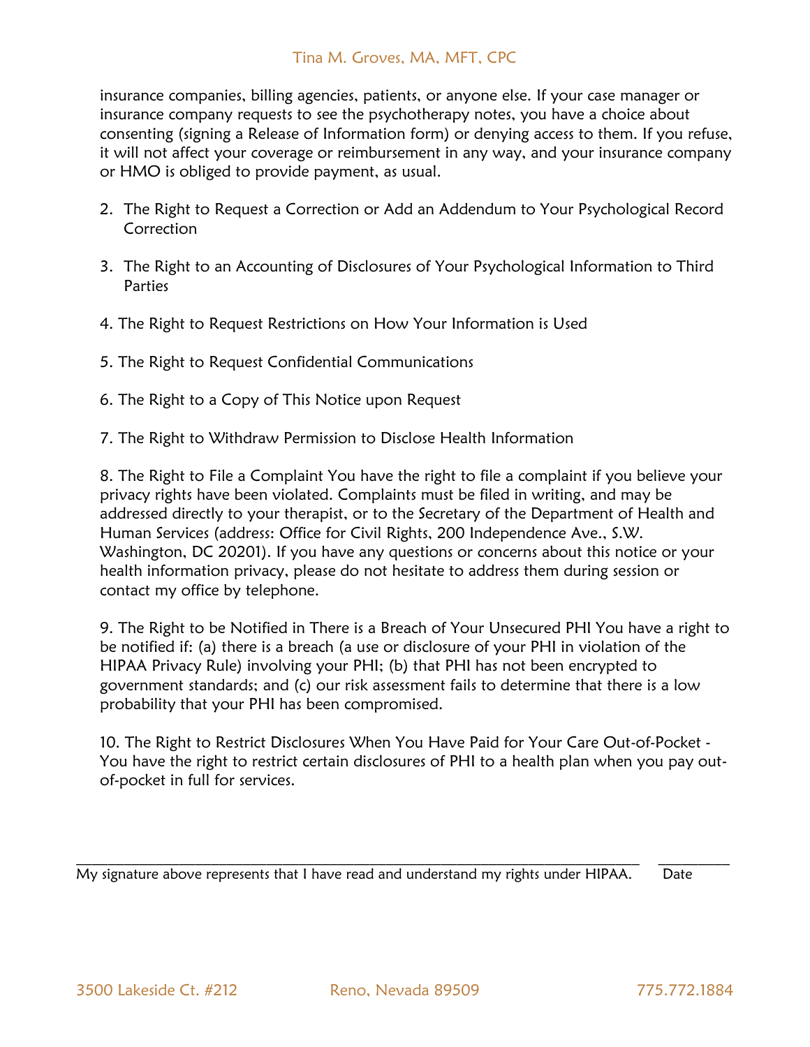insurance companies, billing agencies, patients, or anyone else. If your case manager or insurance company requests to see the psychotherapy notes, you have a choice about consenting (signing a Release of Information form) or denying access to them. If you refuse, it will not affect your coverage or reimbursement in any way, and your insurance company or HMO is obliged to provide payment, as usual.

2. The Right to Request a Correction or Add an Addendum to Your Psychological Record Correction

3. The Right to an Accounting of Disclosures of Your Psychological Information to Third Parties

4. The Right to Request Restrictions on How Your Information is Used

5. The Right to Request Confidential Communications

6. The Right to a Copy of This Notice upon Request

7. The Right to Withdraw Permission to Disclose Health Information

8. The Right to File a Complaint You have the right to file a complaint if you believe your privacy rights have been violated. Complaints must be filed in writing, and may be addressed directly to your therapist, or to the Secretary of the Department of Health and Human Services (address: Office for Civil Rights, 200 Independence Ave., S.W. Washington, DC 20201). If you have any questions or concerns about this notice or your health information privacy, please do not hesitate to address them during session or contact my office by telephone.

9. The Right to be Notified in There is a Breach of Your Unsecured PHI You have a right to be notified if: (a) there is a breach (a use or disclosure of your PHI in violation of the HIPAA Privacy Rule) involving your PHI; (b) that PHI has not been encrypted to government standards; and (c) our risk assessment fails to determine that there is a low probability that your PHI has been compromised.

10. The Right to Restrict Disclosures When You Have Paid for Your Care Out-of-Pocket - You have the right to restrict certain disclosures of PHI to a health plan when you pay out-of-pocket in full for services.

_______________________________________________________________________________ __________

My signature above represents that I have read and understand my rights under HIPAA. Date